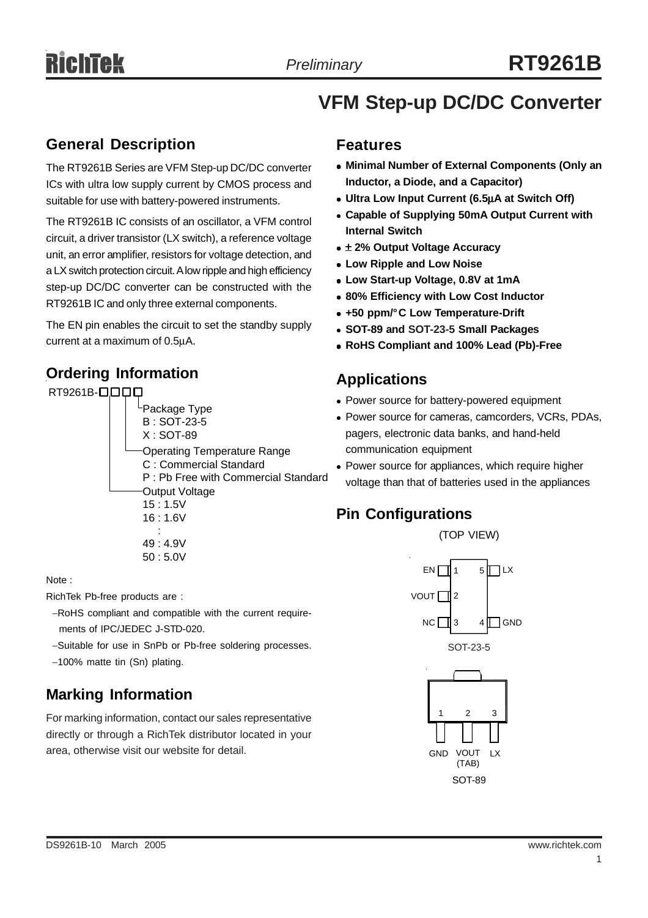# RT9261B

*Preliminary*

## VFM Step-up DC/DC Converter

## General Description

The RT9261B Series are VFM Step-up DC/DC converter ICs with ultra low supply current by CMOS process and suitable for use with battery-powered instruments.

The RT9261B IC consists of an oscillator, a VFM control circuit, a driver transistor (LX switch), a reference voltage unit, an error amplifier, resistors for voltage detection, and a LX switch protection circuit. A low ripple and high efficiency step-up DC/DC converter can be constructed with the RT9261B IC and only three external components.

The EN pin enables the circuit to set the standby supply current at a maximum of 0.5μA.

## Ordering Information

RT9261B-□□□□

- Package Type
  - B : SOT-23-5
  - X : SOT-89
- Operating Temperature Range
  - C : Commercial Standard
  - P : Pb Free with Commercial Standard
- Output Voltage
  - 15 : 1.5V
  - 16 : 1.6V
  - :
  - 49 : 4.9V
  - 50 : 5.0V

Note :

RichTek Pb-free products are :

- RoHS compliant and compatible with the current requirements of IPC/JEDEC J-STD-020.
- Suitable for use in SnPb or Pb-free soldering processes.
- 100% matte tin (Sn) plating.

## Marking Information

For marking information, contact our sales representative directly or through a RichTek distributor located in your area, otherwise visit our website for detail.

## Features

- **Minimal Number of External Components (Only an Inductor, a Diode, and a Capacitor)**
- **Ultra Low Input Current (6.5μA at Switch Off)**
- **Capable of Supplying 50mA Output Current with Internal Switch**
- **± 2% Output Voltage Accuracy**
- **Low Ripple and Low Noise**
- **Low Start-up Voltage, 0.8V at 1mA**
- **80% Efficiency with Low Cost Inductor**
- **+50 ppm/°C Low Temperature-Drift**
- **SOT-89 and SOT-23-5 Small Packages**
- **RoHS Compliant and 100% Lead (Pb)-Free**

## Applications

- Power source for battery-powered equipment
- Power source for cameras, camcorders, VCRs, PDAs, pagers, electronic data banks, and hand-held communication equipment
- Power source for appliances, which require higher voltage than that of batteries used in the appliances

## Pin Configurations

(TOP VIEW)

SOT-23-5: 1 EN, 2 VOUT, 3 NC, 4 GND, 5 LX

SOT-89: 1 GND, 2 VOUT (TAB), 3 LX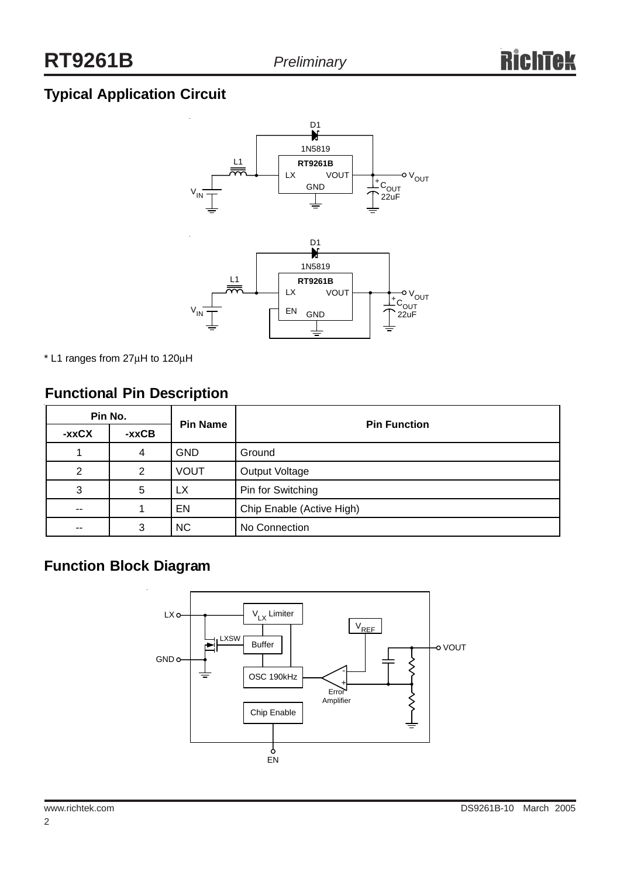## Typical Application Circuit

* L1 ranges from 27μH to 120μH

## Functional Pin Description

| Pin No. | | Pin Name | Pin Function |
|---|---|---|---|
| -xxCX | -xxCB | | |
| 1 | 4 | GND | Ground |
| 2 | 2 | VOUT | Output Voltage |
| 3 | 5 | LX | Pin for Switching |
| -- | 1 | EN | Chip Enable (Active High) |
| -- | 3 | NC | No Connection |

## Function Block Diagram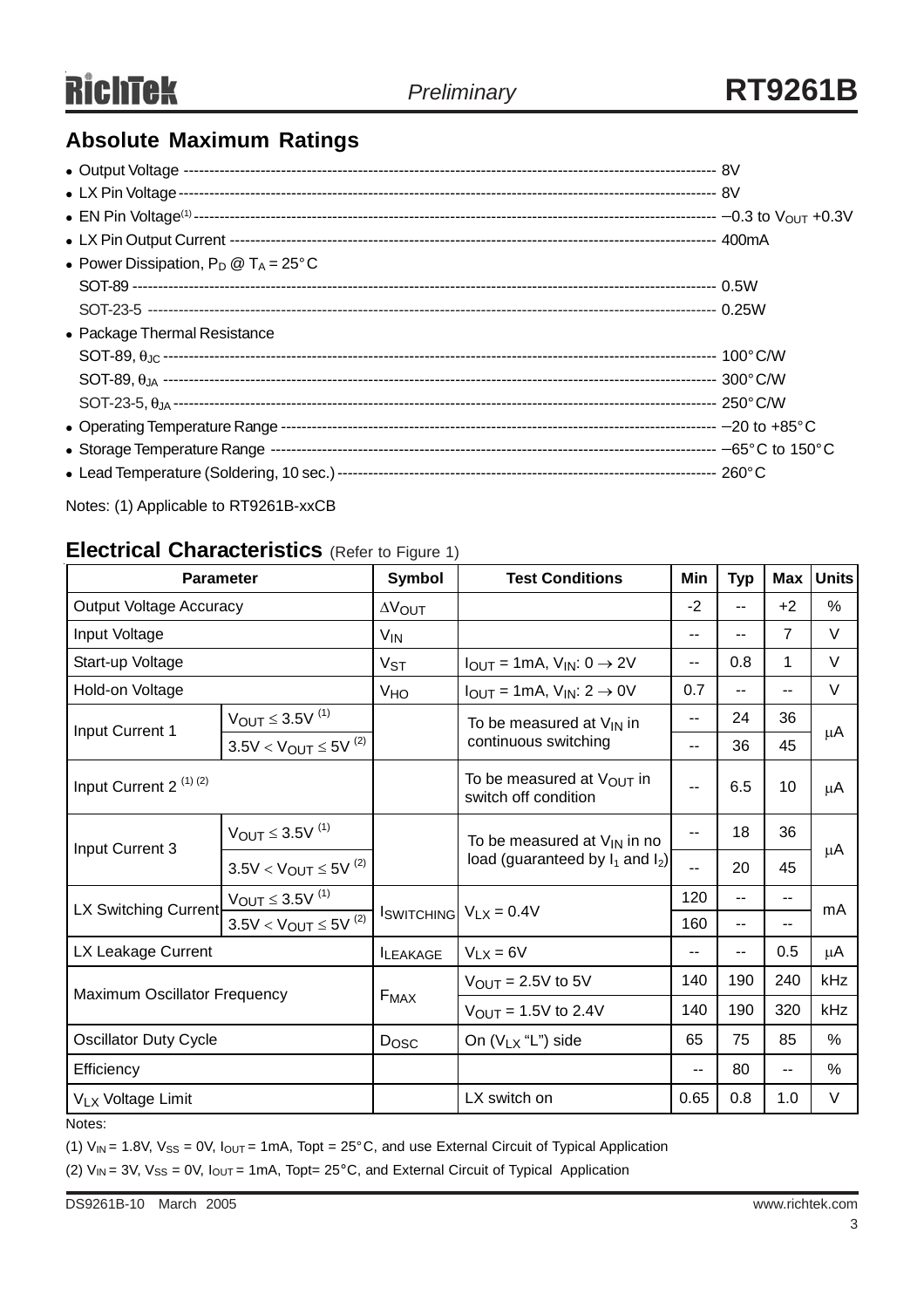## Absolute Maximum Ratings

- Output Voltage ---------------------------------------------------------------------------------------------------- 8V
- LX Pin Voltage ---------------------------------------------------------------------------------------------------- 8V
- EN Pin Voltage[1] ---------------------------------------------------------------------------------------------------- −0.3 to $V_{OUT}$ +0.3V
- LX Pin Output Current ---------------------------------------------------------------------------------------------------- 400mA
- Power Dissipation, $P_D$ @ $T_A$ = 25°C
  - SOT-89 ---------------------------------------------------------------------------------------------------- 0.5W
  - SOT-23-5 ---------------------------------------------------------------------------------------------------- 0.25W
- Package Thermal Resistance
  - SOT-89, $\theta_{JC}$ ---------------------------------------------------------------------------------------------------- 100°C/W
  - SOT-89, $\theta_{JA}$ ---------------------------------------------------------------------------------------------------- 300°C/W
  - SOT-23-5, $\theta_{JA}$ ---------------------------------------------------------------------------------------------------- 250°C/W
- Operating Temperature Range ---------------------------------------------------------------------------------------------------- −20 to +85°C
- Storage Temperature Range ---------------------------------------------------------------------------------------------------- −65°C to 150°C
- Lead Temperature (Soldering, 10 sec.) ---------------------------------------------------------------------------------------------------- 260°C

Notes: (1) Applicable to RT9261B-xxCB

## Electrical Characteristics (Refer to Figure 1)

| Parameter | | Symbol | Test Conditions | Min | Typ | Max | Units |
|---|---|---|---|---|---|---|---|
| Output Voltage Accuracy | | $\Delta V_{OUT}$ | | -2 | -- | +2 | % |
| Input Voltage | | $V_{IN}$ | | -- | -- | 7 | V |
| Start-up Voltage | | $V_{ST}$ | $I_{OUT}$ = 1mA, $V_{IN}$: 0 → 2V | -- | 0.8 | 1 | V |
| Hold-on Voltage | | $V_{HO}$ | $I_{OUT}$ = 1mA, $V_{IN}$: 2 → 0V | 0.7 | -- | -- | V |
| Input Current 1 | $V_{OUT} \leq 3.5V$ (1) | | To be measured at $V_{IN}$ in continuous switching | -- | 24 | 36 | μA |
| | $3.5V < V_{OUT} \leq 5V$ (2) | | | -- | 36 | 45 | |
| Input Current 2 (1) (2) | | | To be measured at $V_{OUT}$ in switch off condition | -- | 6.5 | 10 | μA |
| Input Current 3 | $V_{OUT} \leq 3.5V$ (1) | | To be measured at $V_{IN}$ in no load (guaranteed by $I_1$ and $I_2$) | -- | 18 | 36 | μA |
| | $3.5V < V_{OUT} \leq 5V$ (2) | | | -- | 20 | 45 | |
| LX Switching Current | $V_{OUT} \leq 3.5V$ (1) | $I_{SWITCHING}$ | $V_{LX}$ = 0.4V | 120 | -- | -- | mA |
| | $3.5V < V_{OUT} \leq 5V$ (2) | | | 160 | -- | -- | |
| LX Leakage Current | | $I_{LEAKAGE}$ | $V_{LX}$ = 6V | -- | -- | 0.5 | μA |
| Maximum Oscillator Frequency | | $F_{MAX}$ | $V_{OUT}$ = 2.5V to 5V | 140 | 190 | 240 | kHz |
| | | | $V_{OUT}$ = 1.5V to 2.4V | 140 | 190 | 320 | kHz |
| Oscillator Duty Cycle | | $D_{OSC}$ | On ($V_{LX}$ "L") side | 65 | 75 | 85 | % |
| Efficiency | | | | -- | 80 | -- | % |
| $V_{LX}$ Voltage Limit | | | LX switch on | 0.65 | 0.8 | 1.0 | V |

Notes:

(1) $V_{IN}$ = 1.8V, $V_{SS}$ = 0V, $I_{OUT}$ = 1mA, Topt = 25°C, and use External Circuit of Typical Application

(2) $V_{IN}$ = 3V, $V_{SS}$ = 0V, $I_{OUT}$ = 1mA, Topt= 25°C, and External Circuit of Typical Application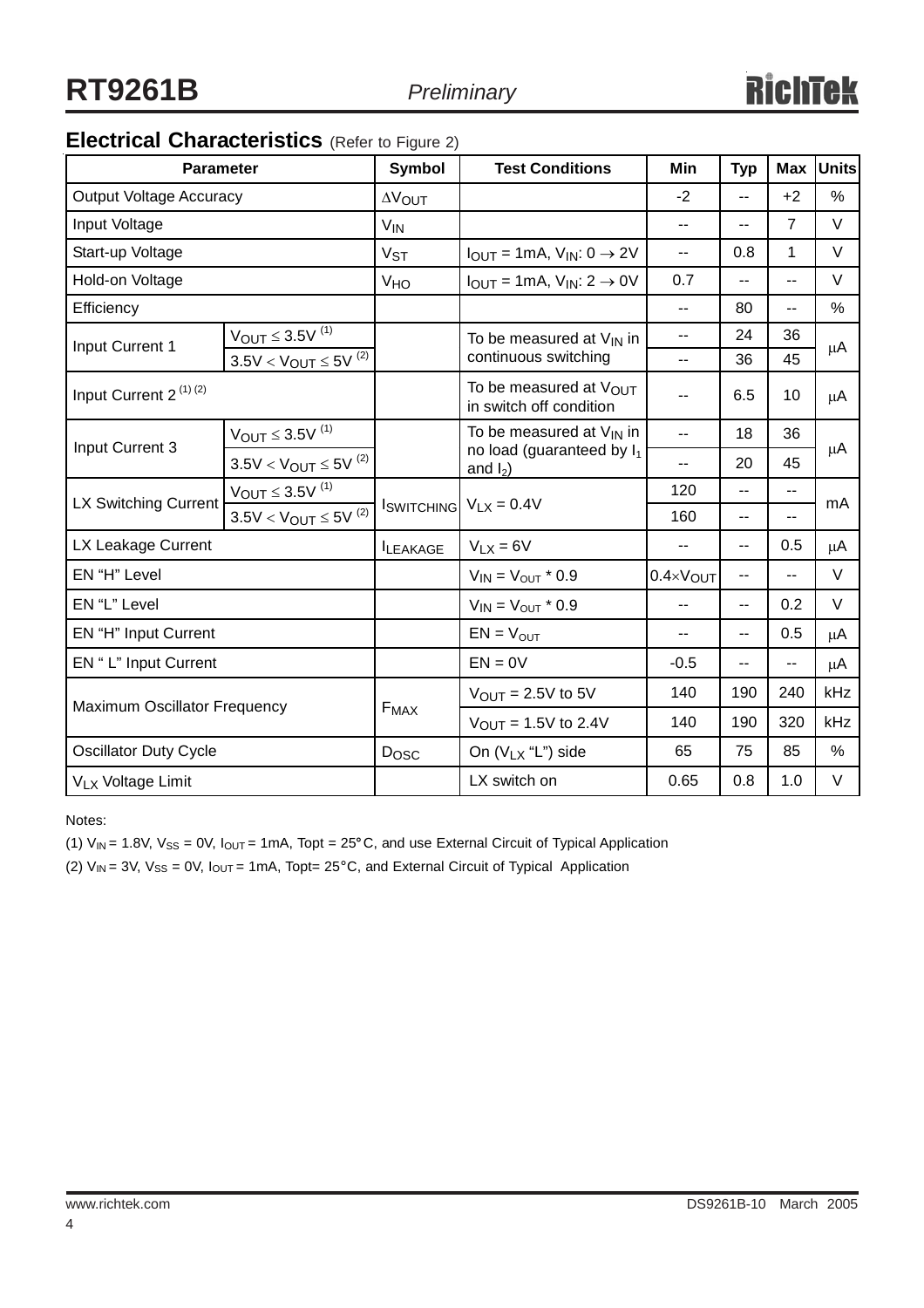## Electrical Characteristics (Refer to Figure 2)

| Parameter | | Symbol | Test Conditions | Min | Typ | Max | Units |
|---|---|---|---|---|---|---|---|
| Output Voltage Accuracy | | $\Delta V_{OUT}$ | | -2 | -- | +2 | % |
| Input Voltage | | $V_{IN}$ | | -- | -- | 7 | V |
| Start-up Voltage | | $V_{ST}$ | $I_{OUT}$ = 1mA, $V_{IN}$: 0 $\rightarrow$ 2V | -- | 0.8 | 1 | V |
| Hold-on Voltage | | $V_{HO}$ | $I_{OUT}$ = 1mA, $V_{IN}$: 2 $\rightarrow$ 0V | 0.7 | -- | -- | V |
| Efficiency | | | | -- | 80 | -- | % |
| Input Current 1 | $V_{OUT} \leq 3.5V$ (1) | | To be measured at $V_{IN}$ in continuous switching | -- | 24 | 36 | μA |
| | $3.5V < V_{OUT} \leq 5V$ (2) | | | -- | 36 | 45 | |
| Input Current 2 (1) (2) | | | To be measured at $V_{OUT}$ in switch off condition | -- | 6.5 | 10 | μA |
| Input Current 3 | $V_{OUT} \leq 3.5V$ (1) | | To be measured at $V_{IN}$ in no load (guaranteed by $I_1$ and $I_2$) | -- | 18 | 36 | μA |
| | $3.5V < V_{OUT} \leq 5V$ (2) | | | -- | 20 | 45 | |
| LX Switching Current | $V_{OUT} \leq 3.5V$ (1) | $I_{SWITCHING}$ | $V_{LX}$ = 0.4V | 120 | -- | -- | mA |
| | $3.5V < V_{OUT} \leq 5V$ (2) | | | 160 | -- | -- | |
| LX Leakage Current | | $I_{LEAKAGE}$ | $V_{LX}$ = 6V | -- | -- | 0.5 | μA |
| EN "H" Level | | | $V_{IN} = V_{OUT}$ * 0.9 | $0.4 \times V_{OUT}$ | -- | -- | V |
| EN "L" Level | | | $V_{IN} = V_{OUT}$ * 0.9 | -- | -- | 0.2 | V |
| EN "H" Input Current | | | EN = $V_{OUT}$ | -- | -- | 0.5 | μA |
| EN " L" Input Current | | | EN = 0V | -0.5 | -- | -- | μA |
| Maximum Oscillator Frequency | | $F_{MAX}$ | $V_{OUT}$ = 2.5V to 5V | 140 | 190 | 240 | kHz |
| | | | $V_{OUT}$ = 1.5V to 2.4V | 140 | 190 | 320 | kHz |
| Oscillator Duty Cycle | | $D_{OSC}$ | On ($V_{LX}$ "L") side | 65 | 75 | 85 | % |
| $V_{LX}$ Voltage Limit | | | LX switch on | 0.65 | 0.8 | 1.0 | V |

Notes:

(1) $V_{IN}$ = 1.8V, $V_{SS}$ = 0V, $I_{OUT}$ = 1mA, Topt = 25°C, and use External Circuit of Typical Application

(2) $V_{IN}$ = 3V, $V_{SS}$ = 0V, $I_{OUT}$ = 1mA, Topt= 25°C, and External Circuit of Typical Application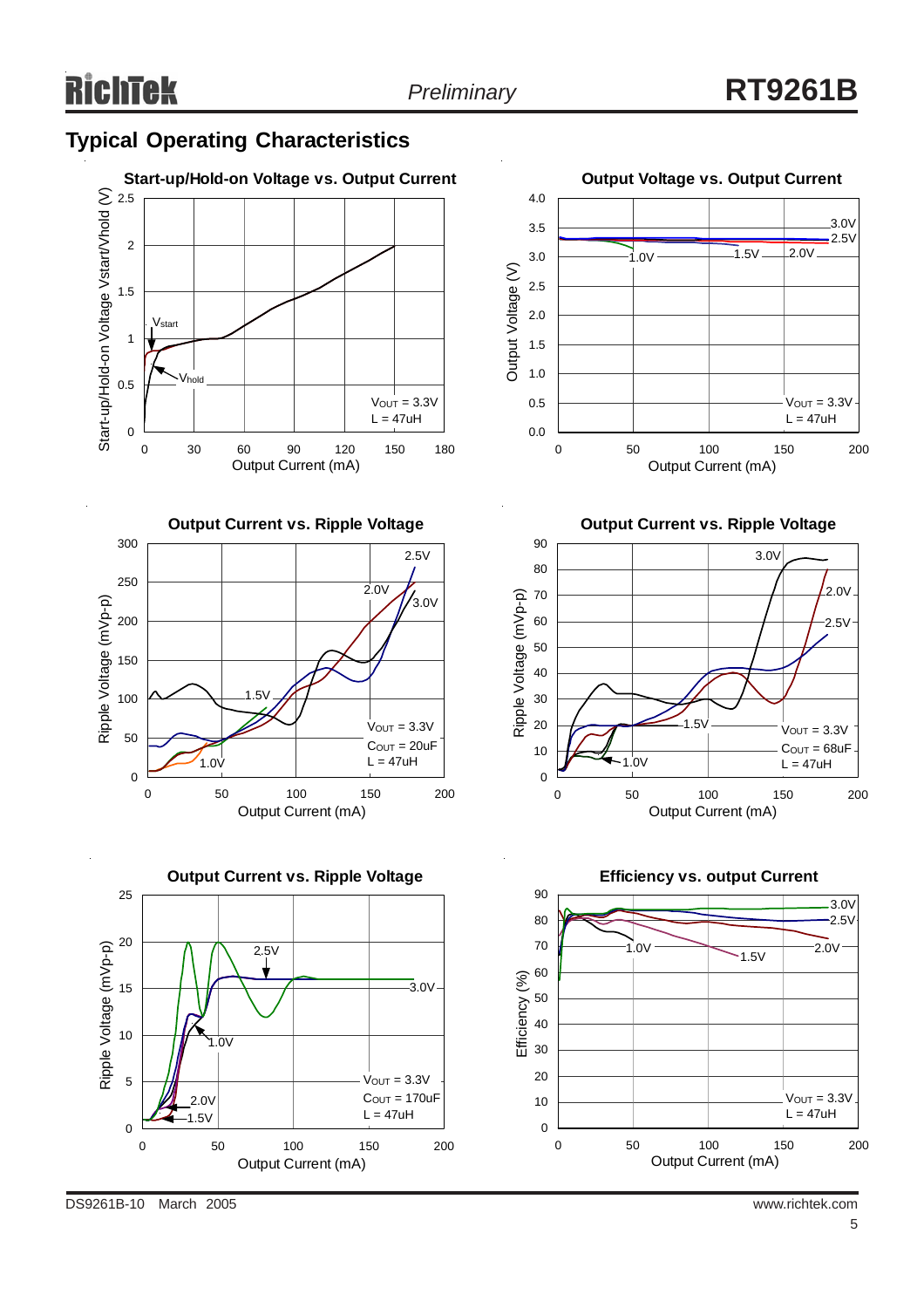## Typical Operating Characteristics

**Start-up/Hold-on Voltage vs. Output Current**

Start-up/Hold-on Voltage Vstart/Vhold (V) vs. Output Current (mA)

$V_{start}$, $V_{hold}$

$V_{OUT}$ = 3.3V
L = 47uH

**Output Voltage vs. Output Current**

Output Voltage (V) vs. Output Current (mA)

3.0V, 2.5V, 1.0V, 1.5V, 2.0V

$V_{OUT}$ = 3.3V
L = 47uH

**Output Current vs. Ripple Voltage**

Ripple Voltage (mVp-p) vs. Output Current (mA)

2.5V, 2.0V, 3.0V, 1.5V, 1.0V

$V_{OUT}$ = 3.3V
$C_{OUT}$ = 20uF
L = 47uH

**Output Current vs. Ripple Voltage**

Ripple Voltage (mVp-p) vs. Output Current (mA)

3.0V, 2.0V, 2.5V, 1.5V, 1.0V

$V_{OUT}$ = 3.3V
$C_{OUT}$ = 68uF
L = 47uH

**Output Current vs. Ripple Voltage**

Ripple Voltage (mVp-p) vs. Output Current (mA)

2.5V, 3.0V, 1.0V, 2.0V, 1.5V

$V_{OUT}$ = 3.3V
$C_{OUT}$ = 170uF
L = 47uH

**Efficiency vs. output Current**

Efficiency (%) vs. Output Current (mA)

3.0V, 2.5V, 1.0V, 2.0V, 1.5V

$V_{OUT}$ = 3.3V
L = 47uH

DS9261B-10 March 2005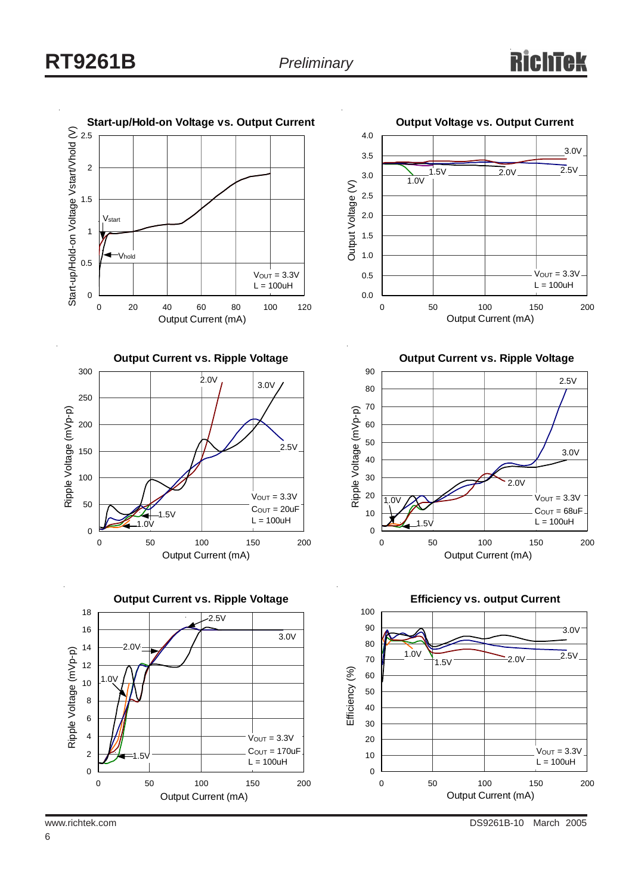### Start-up/Hold-on Voltage vs. Output Current

Start-up/Hold-on Voltage Vstart/Vhold (V)

Output Current (mA)

Vstart

Vhold

$V_{OUT}$ = 3.3V
L = 100uH

### Output Voltage vs. Output Current

Output Voltage (V)

Output Current (mA)

3.0V, 2.5V, 2.0V, 1.5V, 1.0V

$V_{OUT}$ = 3.3V
L = 100uH

### Output Current vs. Ripple Voltage

Ripple Voltage (mVp-p)

Output Current (mA)

2.0V, 3.0V, 2.5V, 1.5V, 1.0V

$V_{OUT}$ = 3.3V
$C_{OUT}$ = 20uF
L = 100uH

### Output Current vs. Ripple Voltage

Ripple Voltage (mVp-p)

Output Current (mA)

2.5V, 3.0V, 2.0V, 1.0V, 1.5V

$V_{OUT}$ = 3.3V
$C_{OUT}$ = 68uF
L = 100uH

### Output Current vs. Ripple Voltage

Ripple Voltage (mVp-p)

Output Current (mA)

2.5V, 2.0V, 3.0V, 1.0V, 1.5V

$V_{OUT}$ = 3.3V
$C_{OUT}$ = 170uF
L = 100uH

### Efficiency vs. output Current

Efficiency (%)

Output Current (mA)

3.0V, 2.5V, 2.0V, 1.5V, 1.0V

$V_{OUT}$ = 3.3V
L = 100uH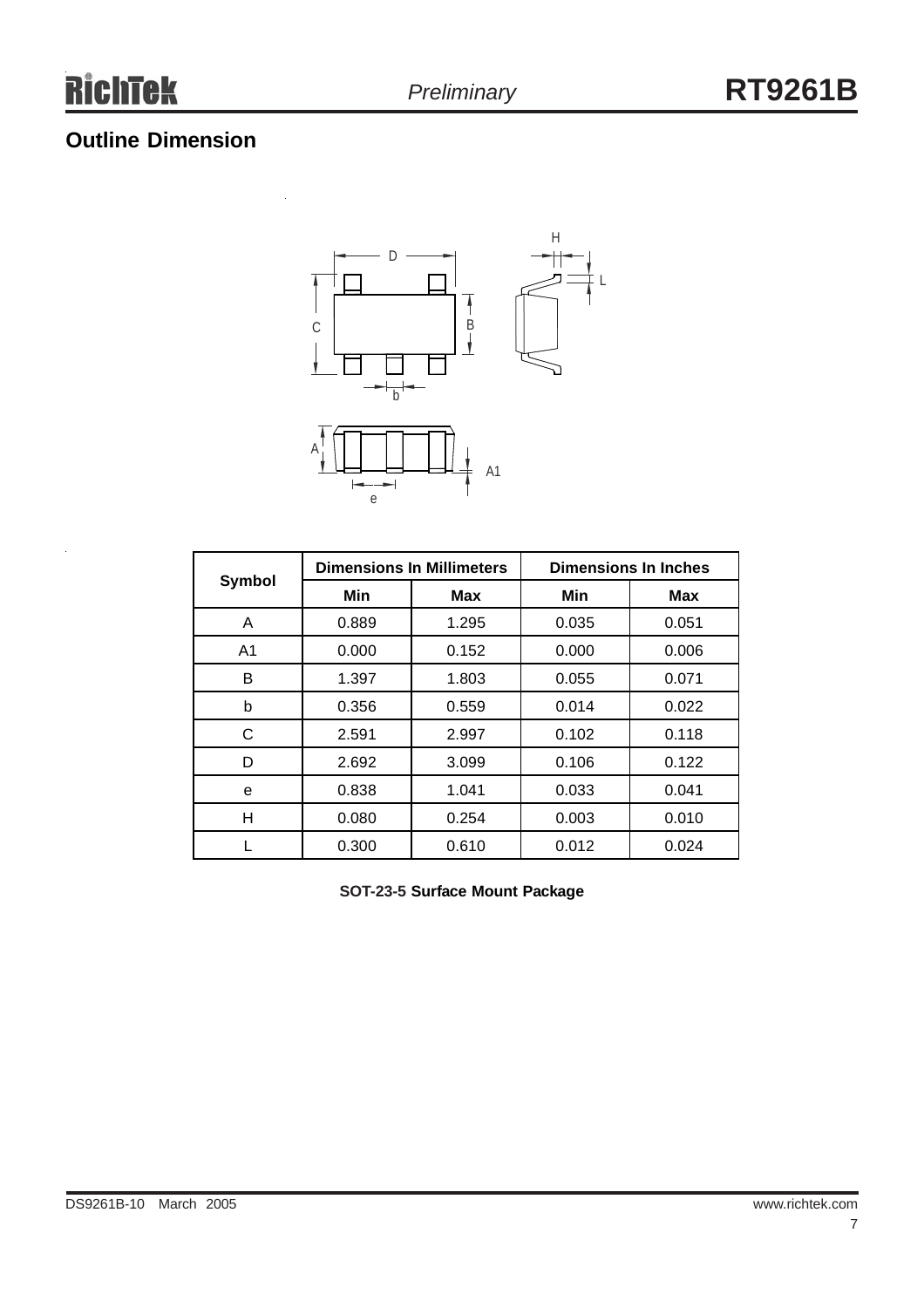## Outline Dimension

| Symbol | Dimensions In Millimeters | | Dimensions In Inches | |
|---|---|---|---|---|
| | Min | Max | Min | Max |
| A | 0.889 | 1.295 | 0.035 | 0.051 |
| A1 | 0.000 | 0.152 | 0.000 | 0.006 |
| B | 1.397 | 1.803 | 0.055 | 0.071 |
| b | 0.356 | 0.559 | 0.014 | 0.022 |
| C | 2.591 | 2.997 | 0.102 | 0.118 |
| D | 2.692 | 3.099 | 0.106 | 0.122 |
| e | 0.838 | 1.041 | 0.033 | 0.041 |
| H | 0.080 | 0.254 | 0.003 | 0.010 |
| L | 0.300 | 0.610 | 0.012 | 0.024 |

**SOT-23-5 Surface Mount Package**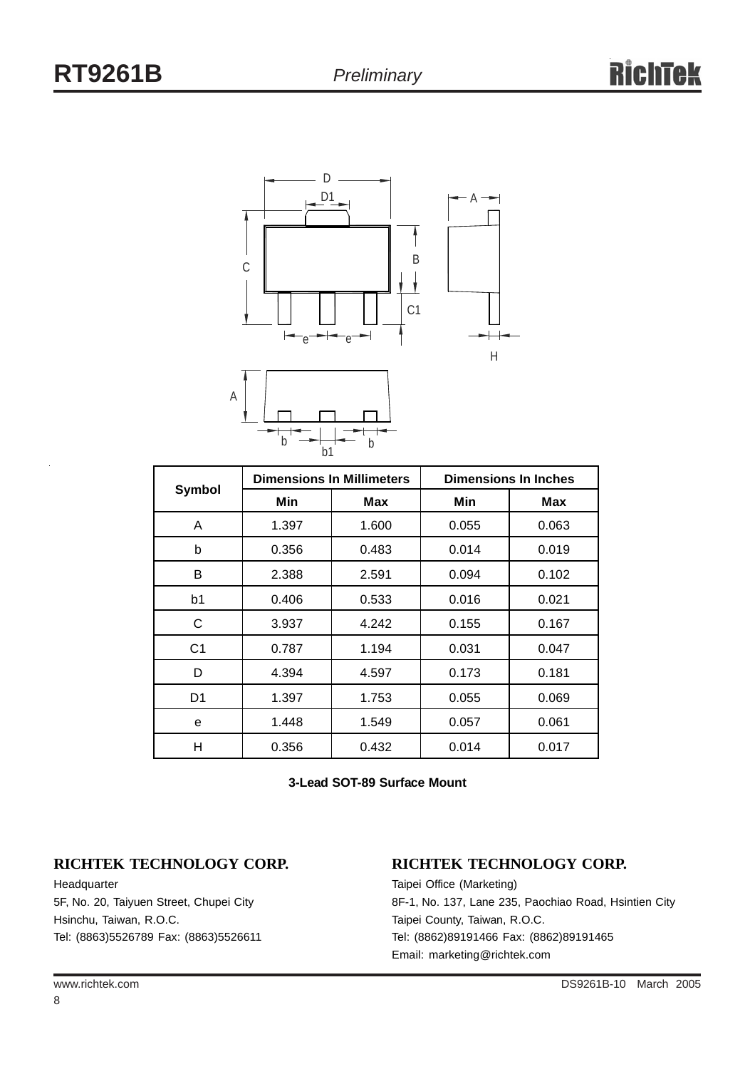D

D1

A

B

C

C1

e e

H

A

b b

b1

| Symbol | Dimensions In Millimeters | | Dimensions In Inches | |
|---|---|---|---|---|
| | Min | Max | Min | Max |
| A | 1.397 | 1.600 | 0.055 | 0.063 |
| b | 0.356 | 0.483 | 0.014 | 0.019 |
| B | 2.388 | 2.591 | 0.094 | 0.102 |
| b1 | 0.406 | 0.533 | 0.016 | 0.021 |
| C | 3.937 | 4.242 | 0.155 | 0.167 |
| C1 | 0.787 | 1.194 | 0.031 | 0.047 |
| D | 4.394 | 4.597 | 0.173 | 0.181 |
| D1 | 1.397 | 1.753 | 0.055 | 0.069 |
| e | 1.448 | 1.549 | 0.057 | 0.061 |
| H | 0.356 | 0.432 | 0.014 | 0.017 |

**3-Lead SOT-89 Surface Mount**

**RICHTEK TECHNOLOGY CORP.**

Headquarter
5F, No. 20, Taiyuen Street, Chupei City
Hsinchu, Taiwan, R.O.C.
Tel: (8863)5526789 Fax: (8863)5526611

**RICHTEK TECHNOLOGY CORP.**

Taipei Office (Marketing)
8F-1, No. 137, Lane 235, Paochiao Road, Hsintien City
Taipei County, Taiwan, R.O.C.
Tel: (8862)89191466 Fax: (8862)89191465
Email: marketing@richtek.com